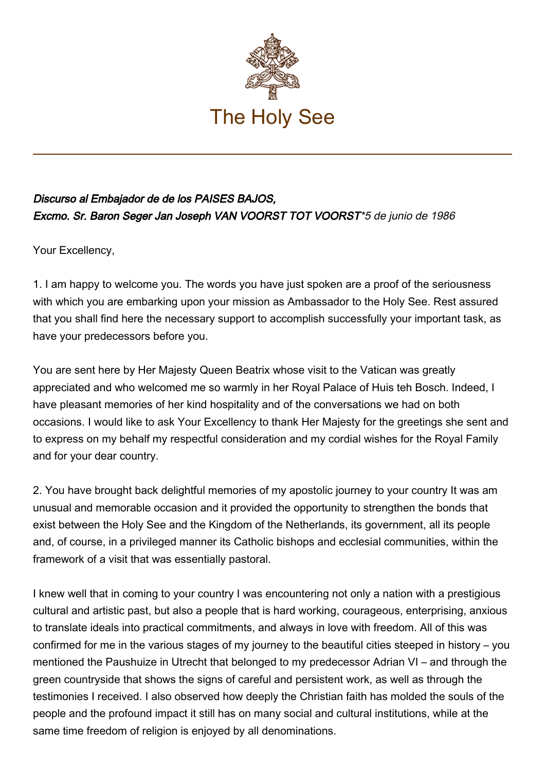# The Holy See

***Discurso al Embajador de de los PAISES BAJOS,***
***Excmo. Sr. Baron Seger Jan Joseph VAN VOORST TOT VOORST****5 de junio de 1986*

Your Excellency,

1. I am happy to welcome you. The words you have just spoken are a proof of the seriousness with which you are embarking upon your mission as Ambassador to the Holy See. Rest assured that you shall find here the necessary support to accomplish successfully your important task, as have your predecessors before you.

You are sent here by Her Majesty Queen Beatrix whose visit to the Vatican was greatly appreciated and who welcomed me so warmly in her Royal Palace of Huis teh Bosch. Indeed, I have pleasant memories of her kind hospitality and of the conversations we had on both occasions. I would like to ask Your Excellency to thank Her Majesty for the greetings she sent and to express on my behalf my respectful consideration and my cordial wishes for the Royal Family and for your dear country.

2. You have brought back delightful memories of my apostolic journey to your country It was am unusual and memorable occasion and it provided the opportunity to strengthen the bonds that exist between the Holy See and the Kingdom of the Netherlands, its government, all its people and, of course, in a privileged manner its Catholic bishops and ecclesial communities, within the framework of a visit that was essentially pastoral.

I knew well that in coming to your country I was encountering not only a nation with a prestigious cultural and artistic past, but also a people that is hard working, courageous, enterprising, anxious to translate ideals into practical commitments, and always in love with freedom. All of this was confirmed for me in the various stages of my journey to the beautiful cities steeped in history – you mentioned the Paushuize in Utrecht that belonged to my predecessor Adrian VI – and through the green countryside that shows the signs of careful and persistent work, as well as through the testimonies I received. I also observed how deeply the Christian faith has molded the souls of the people and the profound impact it still has on many social and cultural institutions, while at the same time freedom of religion is enjoyed by all denominations.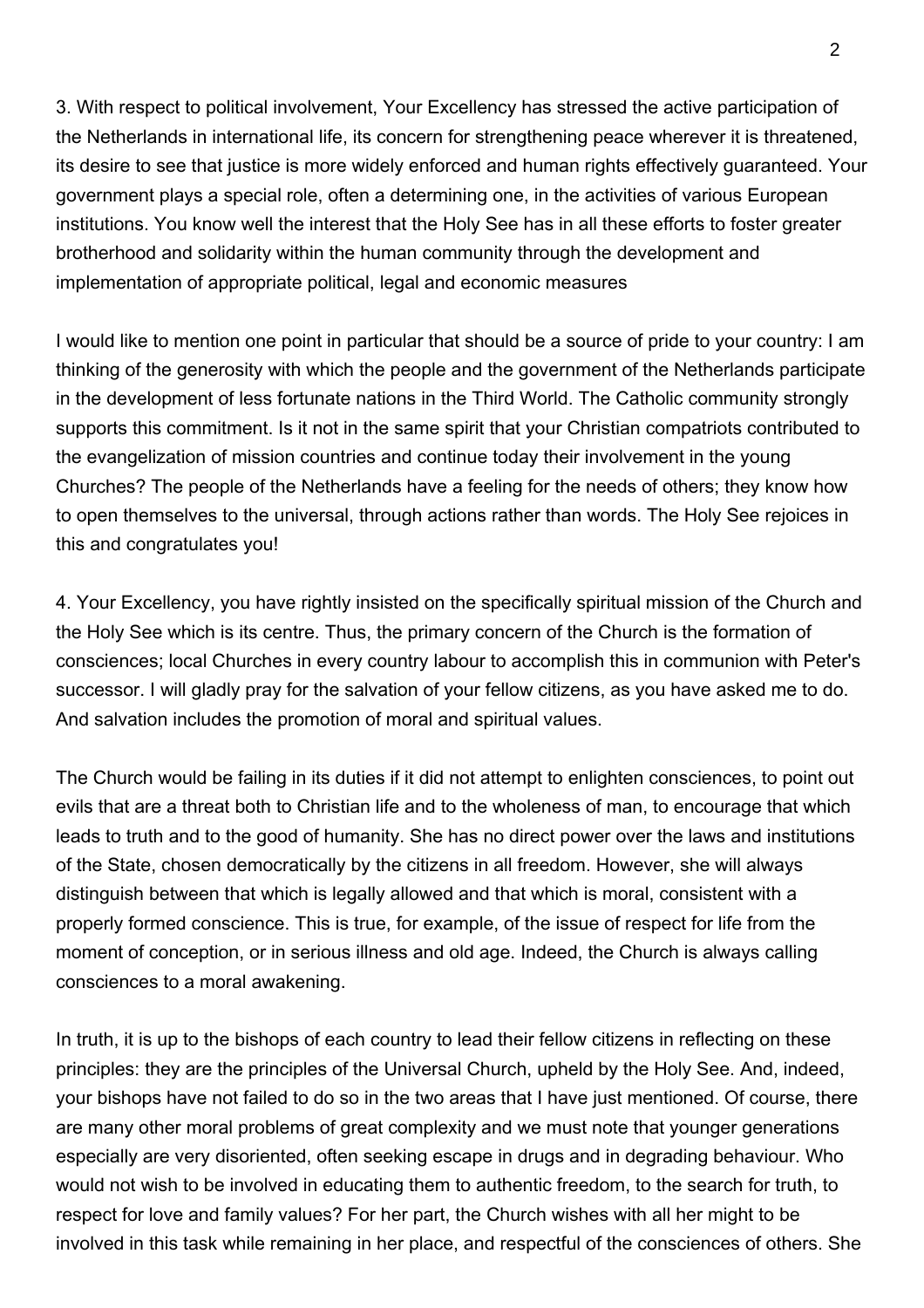3. With respect to political involvement, Your Excellency has stressed the active participation of the Netherlands in international life, its concern for strengthening peace wherever it is threatened, its desire to see that justice is more widely enforced and human rights effectively guaranteed. Your government plays a special role, often a determining one, in the activities of various European institutions. You know well the interest that the Holy See has in all these efforts to foster greater brotherhood and solidarity within the human community through the development and implementation of appropriate political, legal and economic measures

I would like to mention one point in particular that should be a source of pride to your country: I am thinking of the generosity with which the people and the government of the Netherlands participate in the development of less fortunate nations in the Third World. The Catholic community strongly supports this commitment. Is it not in the same spirit that your Christian compatriots contributed to the evangelization of mission countries and continue today their involvement in the young Churches? The people of the Netherlands have a feeling for the needs of others; they know how to open themselves to the universal, through actions rather than words. The Holy See rejoices in this and congratulates you!

4. Your Excellency, you have rightly insisted on the specifically spiritual mission of the Church and the Holy See which is its centre. Thus, the primary concern of the Church is the formation of consciences; local Churches in every country labour to accomplish this in communion with Peter's successor. I will gladly pray for the salvation of your fellow citizens, as you have asked me to do. And salvation includes the promotion of moral and spiritual values.

The Church would be failing in its duties if it did not attempt to enlighten consciences, to point out evils that are a threat both to Christian life and to the wholeness of man, to encourage that which leads to truth and to the good of humanity. She has no direct power over the laws and institutions of the State, chosen democratically by the citizens in all freedom. However, she will always distinguish between that which is legally allowed and that which is moral, consistent with a properly formed conscience. This is true, for example, of the issue of respect for life from the moment of conception, or in serious illness and old age. Indeed, the Church is always calling consciences to a moral awakening.

In truth, it is up to the bishops of each country to lead their fellow citizens in reflecting on these principles: they are the principles of the Universal Church, upheld by the Holy See. And, indeed, your bishops have not failed to do so in the two areas that I have just mentioned. Of course, there are many other moral problems of great complexity and we must note that younger generations especially are very disoriented, often seeking escape in drugs and in degrading behaviour. Who would not wish to be involved in educating them to authentic freedom, to the search for truth, to respect for love and family values? For her part, the Church wishes with all her might to be involved in this task while remaining in her place, and respectful of the consciences of others. She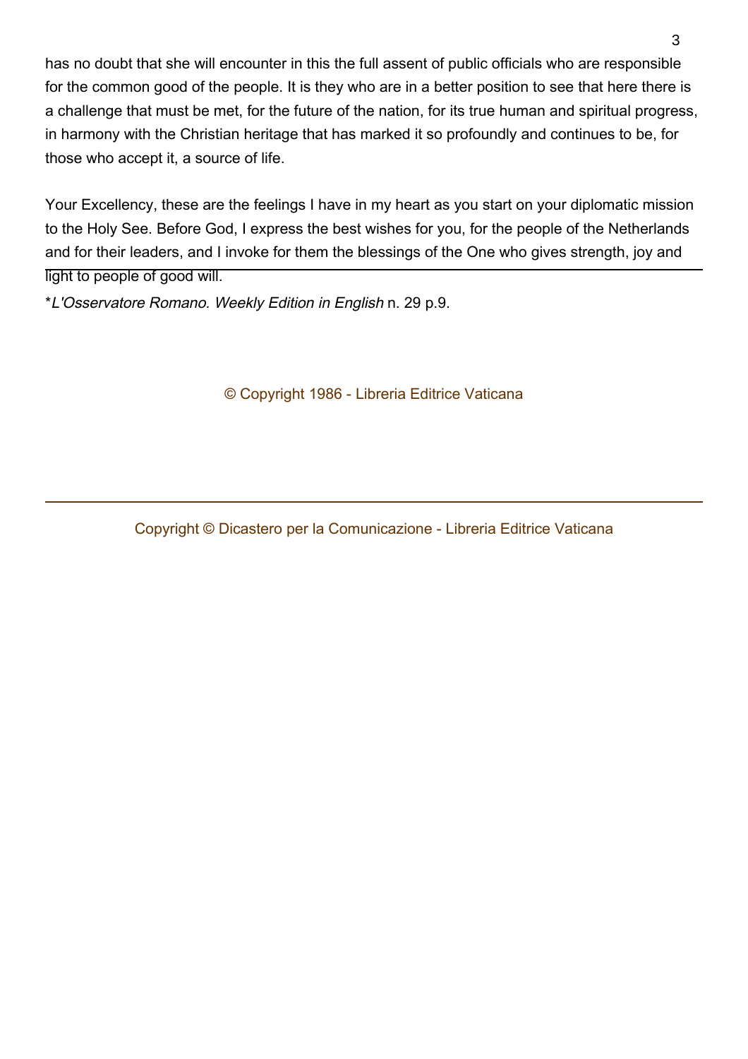has no doubt that she will encounter in this the full assent of public officials who are responsible for the common good of the people. It is they who are in a better position to see that here there is a challenge that must be met, for the future of the nation, for its true human and spiritual progress, in harmony with the Christian heritage that has marked it so profoundly and continues to be, for those who accept it, a source of life.

Your Excellency, these are the feelings I have in my heart as you start on your diplomatic mission to the Holy See. Before God, I express the best wishes for you, for the people of the Netherlands and for their leaders, and I invoke for them the blessings of the One who gives strength, joy and light to people of good will.

---

**L'Osservatore Romano. Weekly Edition in English* n. 29 p.9.

© Copyright 1986 - Libreria Editrice Vaticana

---

Copyright © Dicastero per la Comunicazione - Libreria Editrice Vaticana